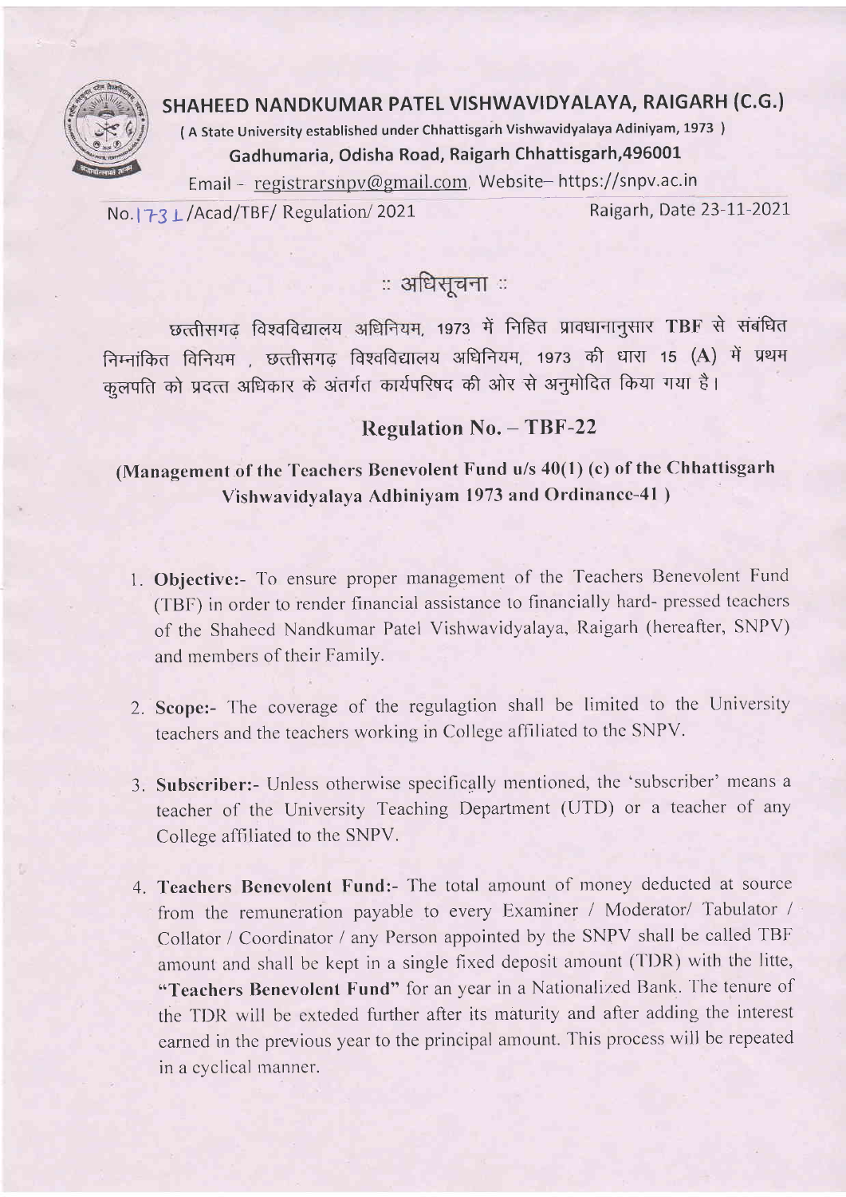# SHAHEED NANDKUMAR PATEL VISHWAVIDYALAYA, RAIGARH (C.G.)

( A State University established under Chhattisgarh Vishwavidyalaya Adiniyam, 1973 )

**Gadhumaria, Odisha Road, Raigarh Chhattisgarh,496001**

Email - registrarsnpv@gmail.com, Website– https://snpv.ac.in

No.1731/Acad/TBF/ Regulation/ 2021 Raigarh, Date 23-11-2021

## :: अधिसूचना ::

छत्तीसगढ़ विश्वविद्यालय अधिनियम, 1973 में निहित प्रावधानानुसार **TBF** से संबंधित निम्नांकित विनियम , छत्तीसगढ़ विश्वविद्यालय अधिनियम, 1973 की धारा 15 (A) में प्रथम कुलपति को प्रदत्त अधिकार के अंतर्गत कार्यपरिषद की ओर से अनुमोदित किया गया है।

## Regulation No. – TBF-22

### (Management of the Teachers Benevolent Fund u/s 40(1) (c) of the Chhattisgarh Vishwavidyalaya Adhiniyam 1973 and Ordinance-41 )

1. **Objective:-** To ensure proper management of the Teachers Benevolent Fund (TBF) in order to render financial assistance to financially hard- pressed teachers of the Shaheed Nandkumar Patel Vishwavidyalaya, Raigarh (hereafter, SNPV) and members of their Family.

2. **Scope:-** The coverage of the regulagtion shall be limited to the University teachers and the teachers working in College affiliated to the SNPV.

3. **Subscriber:-** Unless otherwise specifically mentioned, the 'subscriber' means a teacher of the University Teaching Department (UTD) or a teacher of any College affiliated to the SNPV.

4. **Teachers Benevolent Fund:-** The total amount of money deducted at source from the remuneration payable to every Examiner / Moderator/ Tabulator / Collator / Coordinator / any Person appointed by the SNPV shall be called TBF amount and shall be kept in a single fixed deposit amount (TDR) with the litte, **"Teachers Benevolent Fund"** for an year in a Nationalized Bank. The tenure of the TDR will be exteded further after its maturity and after adding the interest earned in the previous year to the principal amount. This process will be repeated in a cyclical manner.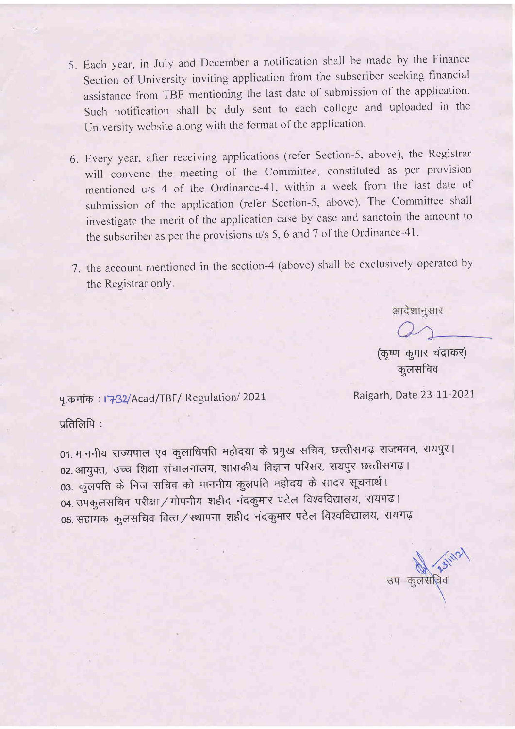5. Each year, in July and December a notification shall be made by the Finance Section of University inviting application from the subscriber seeking financial assistance from TBF mentioning the last date of submission of the application. Such notification shall be duly sent to each college and uploaded in the University website along with the format of the application.

6. Every year, after receiving applications (refer Section-5, above), the Registrar will convene the meeting of the Committee, constituted as per provision mentioned u/s 4 of the Ordinance-41, within a week from the last date of submission of the application (refer Section-5, above). The Committee shall investigate the merit of the application case by case and sanctoin the amount to the subscriber as per the provisions u/s 5, 6 and 7 of the Ordinance-41.

7. the account mentioned in the section-4 (above) shall be exclusively operated by the Registrar only.

आदेशानुसार

(कृष्ण कुमार चंद्राकर)
कुलसचिव

पृ.क्रमांक : 1732/Acad/TBF/ Regulation/ 2021 Raigarh, Date 23-11-2021

प्रतिलिपि :

01. माननीय राज्यपाल एवं कुलाधिपति महोदया के प्रमुख सचिव, छत्तीसगढ़ राजभवन, रायपुर।
02. आयुक्त, उच्च शिक्षा संचालनालय, शासकीय विज्ञान परिसर, रायपुर छत्तीसगढ़।
03. कुलपति के निज सचिव को माननीय कुलपति महोदय के सादर सूचनार्थ।
04. उपकुलसचिव परीक्षा / गोपनीय शहीद नंदकुमार पटेल विश्वविद्यालय, रायगढ़।
05. सहायक कुलसचिव वित्त / स्थापना शहीद नंदकुमार पटेल विश्वविद्यालय, रायगढ़

23/11/21
उप–कुलसचिव